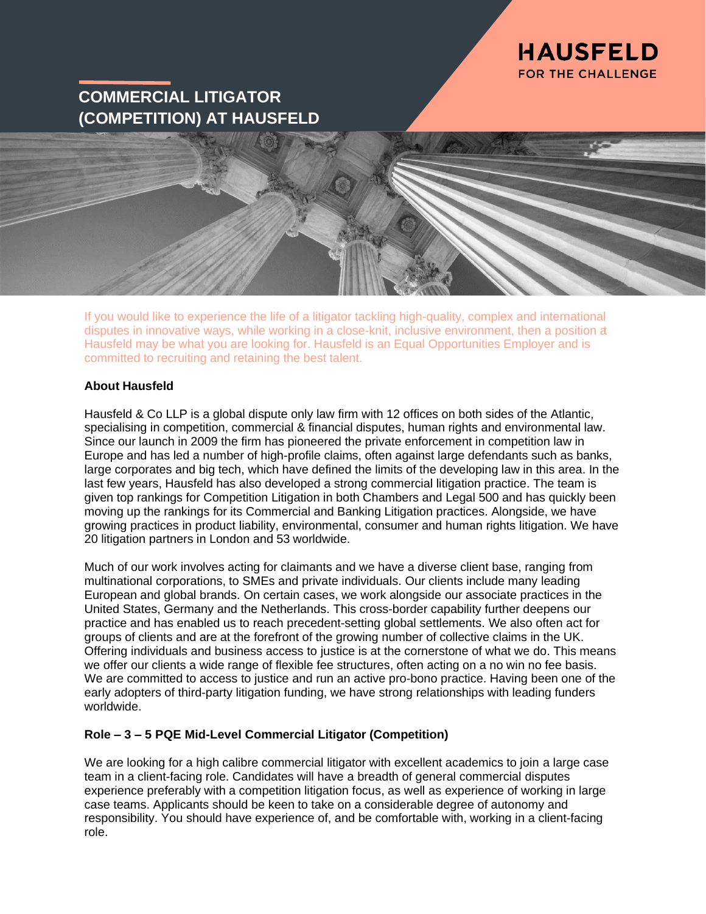HAUSFELD
FOR THE CHALLENGE

# COMMERCIAL LITIGATOR (COMPETITION) AT HAUSFELD

If you would like to experience the life of a litigator tackling high-quality, complex and international disputes in innovative ways, while working in a close-knit, inclusive environment, then a position at Hausfeld may be what you are looking for. Hausfeld is an Equal Opportunities Employer and is committed to recruiting and retaining the best talent.

**About Hausfeld**

Hausfeld & Co LLP is a global dispute only law firm with 12 offices on both sides of the Atlantic, specialising in competition, commercial & financial disputes, human rights and environmental law. Since our launch in 2009 the firm has pioneered the private enforcement in competition law in Europe and has led a number of high-profile claims, often against large defendants such as banks, large corporates and big tech, which have defined the limits of the developing law in this area. In the last few years, Hausfeld has also developed a strong commercial litigation practice. The team is given top rankings for Competition Litigation in both Chambers and Legal 500 and has quickly been moving up the rankings for its Commercial and Banking Litigation practices. Alongside, we have growing practices in product liability, environmental, consumer and human rights litigation. We have 20 litigation partners in London and 53 worldwide.

Much of our work involves acting for claimants and we have a diverse client base, ranging from multinational corporations, to SMEs and private individuals. Our clients include many leading European and global brands. On certain cases, we work alongside our associate practices in the United States, Germany and the Netherlands. This cross-border capability further deepens our practice and has enabled us to reach precedent-setting global settlements. We also often act for groups of clients and are at the forefront of the growing number of collective claims in the UK. Offering individuals and business access to justice is at the cornerstone of what we do. This means we offer our clients a wide range of flexible fee structures, often acting on a no win no fee basis. We are committed to access to justice and run an active pro-bono practice. Having been one of the early adopters of third-party litigation funding, we have strong relationships with leading funders worldwide.

**Role – 3 – 5 PQE Mid-Level Commercial Litigator (Competition)**

We are looking for a high calibre commercial litigator with excellent academics to join a large case team in a client-facing role. Candidates will have a breadth of general commercial disputes experience preferably with a competition litigation focus, as well as experience of working in large case teams. Applicants should be keen to take on a considerable degree of autonomy and responsibility. You should have experience of, and be comfortable with, working in a client-facing role.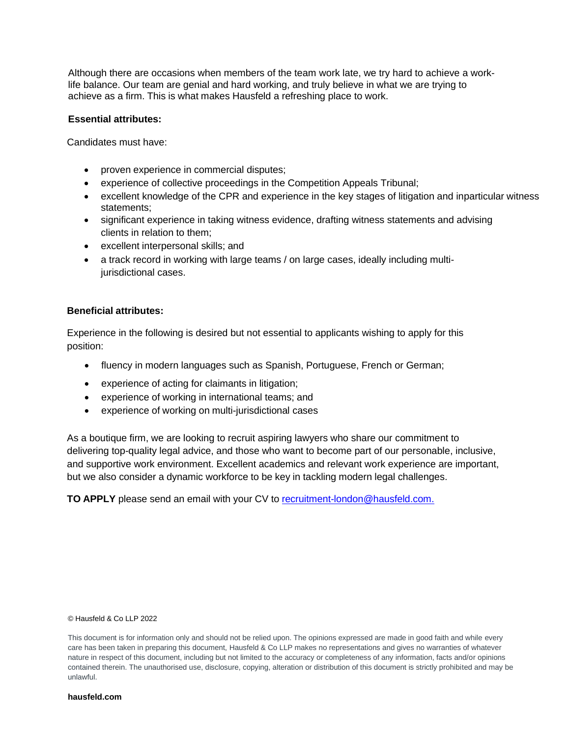Although there are occasions when members of the team work late, we try hard to achieve a work-life balance. Our team are genial and hard working, and truly believe in what we are trying to achieve as a firm. This is what makes Hausfeld a refreshing place to work.

**Essential attributes:**

Candidates must have:

- proven experience in commercial disputes;
- experience of collective proceedings in the Competition Appeals Tribunal;
- excellent knowledge of the CPR and experience in the key stages of litigation and inparticular witness statements;
- significant experience in taking witness evidence, drafting witness statements and advising clients in relation to them;
- excellent interpersonal skills; and
- a track record in working with large teams / on large cases, ideally including multi-jurisdictional cases.

**Beneficial attributes:**

Experience in the following is desired but not essential to applicants wishing to apply for this position:

- fluency in modern languages such as Spanish, Portuguese, French or German;
- experience of acting for claimants in litigation;
- experience of working in international teams; and
- experience of working on multi-jurisdictional cases

As a boutique firm, we are looking to recruit aspiring lawyers who share our commitment to delivering top-quality legal advice, and those who want to become part of our personable, inclusive, and supportive work environment. Excellent academics and relevant work experience are important, but we also consider a dynamic workforce to be key in tackling modern legal challenges.

**TO APPLY** please send an email with your CV to recruitment-london@hausfeld.com.

© Hausfeld & Co LLP 2022

This document is for information only and should not be relied upon. The opinions expressed are made in good faith and while every care has been taken in preparing this document, Hausfeld & Co LLP makes no representations and gives no warranties of whatever nature in respect of this document, including but not limited to the accuracy or completeness of any information, facts and/or opinions contained therein. The unauthorised use, disclosure, copying, alteration or distribution of this document is strictly prohibited and may be unlawful.

**hausfeld.com**